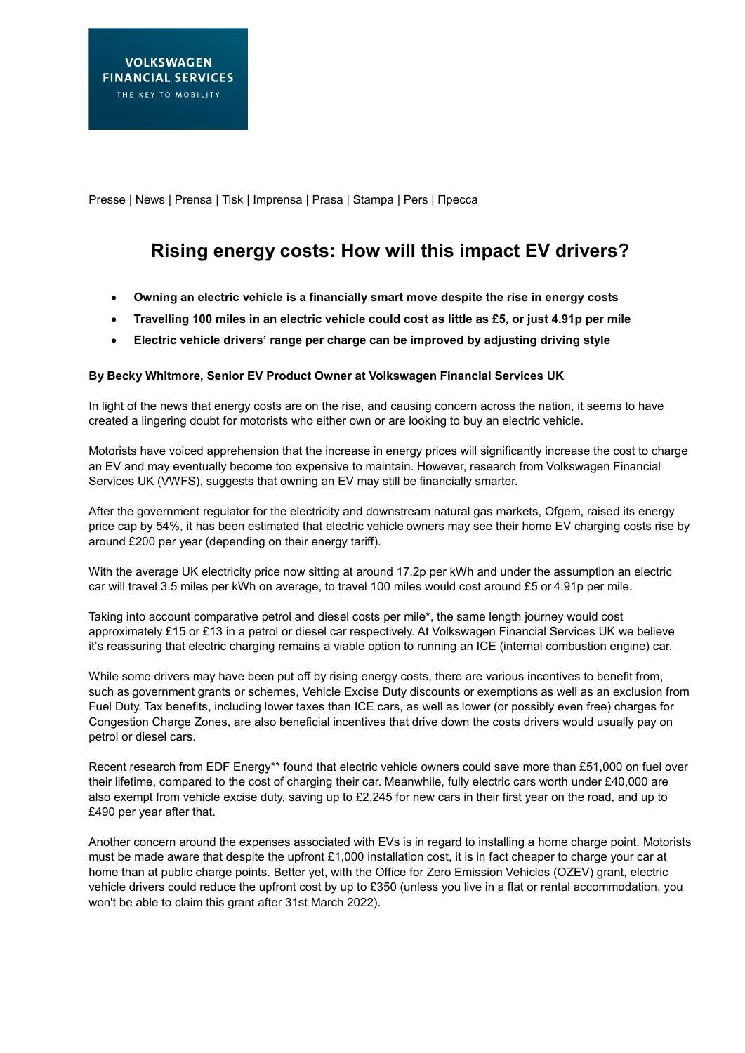VOLKSWAGEN
FINANCIAL SERVICES
THE KEY TO MOBILITY

Presse | News | Prensa | Tisk | Imprensa | Prasa | Stampa | Pers | Пресса

# Rising energy costs: How will this impact EV drivers?

- **Owning an electric vehicle is a financially smart move despite the rise in energy costs**
- **Travelling 100 miles in an electric vehicle could cost as little as £5, or just 4.91p per mile**
- **Electric vehicle drivers' range per charge can be improved by adjusting driving style**

**By Becky Whitmore, Senior EV Product Owner at Volkswagen Financial Services UK**

In light of the news that energy costs are on the rise, and causing concern across the nation, it seems to have created a lingering doubt for motorists who either own or are looking to buy an electric vehicle.

Motorists have voiced apprehension that the increase in energy prices will significantly increase the cost to charge an EV and may eventually become too expensive to maintain. However, research from Volkswagen Financial Services UK (VWFS), suggests that owning an EV may still be financially smarter.

After the government regulator for the electricity and downstream natural gas markets, Ofgem, raised its energy price cap by 54%, it has been estimated that electric vehicle owners may see their home EV charging costs rise by around £200 per year (depending on their energy tariff).

With the average UK electricity price now sitting at around 17.2p per kWh and under the assumption an electric car will travel 3.5 miles per kWh on average, to travel 100 miles would cost around £5 or 4.91p per mile.

Taking into account comparative petrol and diesel costs per mile*, the same length journey would cost approximately £15 or £13 in a petrol or diesel car respectively. At Volkswagen Financial Services UK we believe it's reassuring that electric charging remains a viable option to running an ICE (internal combustion engine) car.

While some drivers may have been put off by rising energy costs, there are various incentives to benefit from, such as government grants or schemes, Vehicle Excise Duty discounts or exemptions as well as an exclusion from Fuel Duty. Tax benefits, including lower taxes than ICE cars, as well as lower (or possibly even free) charges for Congestion Charge Zones, are also beneficial incentives that drive down the costs drivers would usually pay on petrol or diesel cars.

Recent research from EDF Energy** found that electric vehicle owners could save more than £51,000 on fuel over their lifetime, compared to the cost of charging their car. Meanwhile, fully electric cars worth under £40,000 are also exempt from vehicle excise duty, saving up to £2,245 for new cars in their first year on the road, and up to £490 per year after that.

Another concern around the expenses associated with EVs is in regard to installing a home charge point. Motorists must be made aware that despite the upfront £1,000 installation cost, it is in fact cheaper to charge your car at home than at public charge points. Better yet, with the Office for Zero Emission Vehicles (OZEV) grant, electric vehicle drivers could reduce the upfront cost by up to £350 (unless you live in a flat or rental accommodation, you won't be able to claim this grant after 31st March 2022).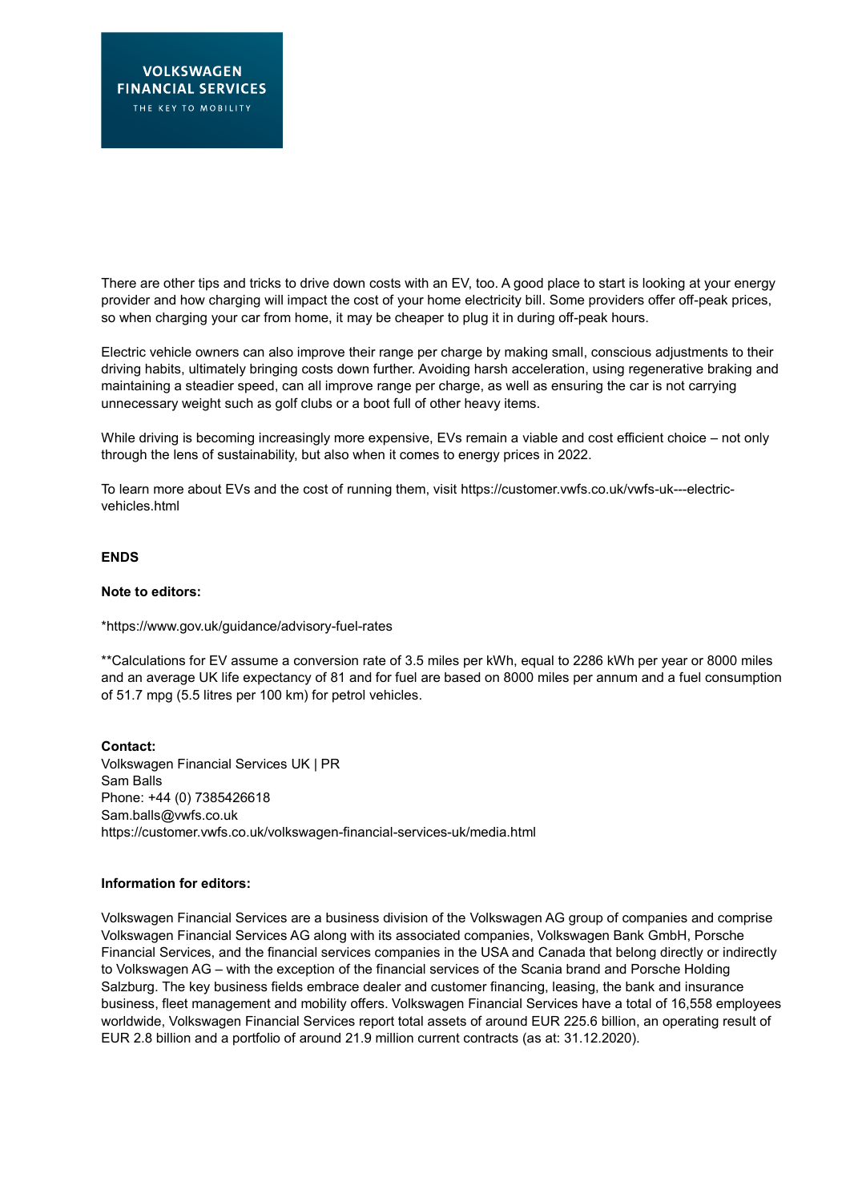There are other tips and tricks to drive down costs with an EV, too. A good place to start is looking at your energy provider and how charging will impact the cost of your home electricity bill. Some providers offer off-peak prices, so when charging your car from home, it may be cheaper to plug it in during off-peak hours.

Electric vehicle owners can also improve their range per charge by making small, conscious adjustments to their driving habits, ultimately bringing costs down further. Avoiding harsh acceleration, using regenerative braking and maintaining a steadier speed, can all improve range per charge, as well as ensuring the car is not carrying unnecessary weight such as golf clubs or a boot full of other heavy items.

While driving is becoming increasingly more expensive, EVs remain a viable and cost efficient choice – not only through the lens of sustainability, but also when it comes to energy prices in 2022.

To learn more about EVs and the cost of running them, visit https://customer.vwfs.co.uk/vwfs-uk---electric-vehicles.html

**ENDS**

**Note to editors:**

*https://www.gov.uk/guidance/advisory-fuel-rates

**Calculations for EV assume a conversion rate of 3.5 miles per kWh, equal to 2286 kWh per year or 8000 miles and an average UK life expectancy of 81 and for fuel are based on 8000 miles per annum and a fuel consumption of 51.7 mpg (5.5 litres per 100 km) for petrol vehicles.

**Contact:**
Volkswagen Financial Services UK | PR
Sam Balls
Phone: +44 (0) 7385426618
Sam.balls@vwfs.co.uk
https://customer.vwfs.co.uk/volkswagen-financial-services-uk/media.html

**Information for editors:**

Volkswagen Financial Services are a business division of the Volkswagen AG group of companies and comprise Volkswagen Financial Services AG along with its associated companies, Volkswagen Bank GmbH, Porsche Financial Services, and the financial services companies in the USA and Canada that belong directly or indirectly to Volkswagen AG – with the exception of the financial services of the Scania brand and Porsche Holding Salzburg. The key business fields embrace dealer and customer financing, leasing, the bank and insurance business, fleet management and mobility offers. Volkswagen Financial Services have a total of 16,558 employees worldwide, Volkswagen Financial Services report total assets of around EUR 225.6 billion, an operating result of EUR 2.8 billion and a portfolio of around 21.9 million current contracts (as at: 31.12.2020).